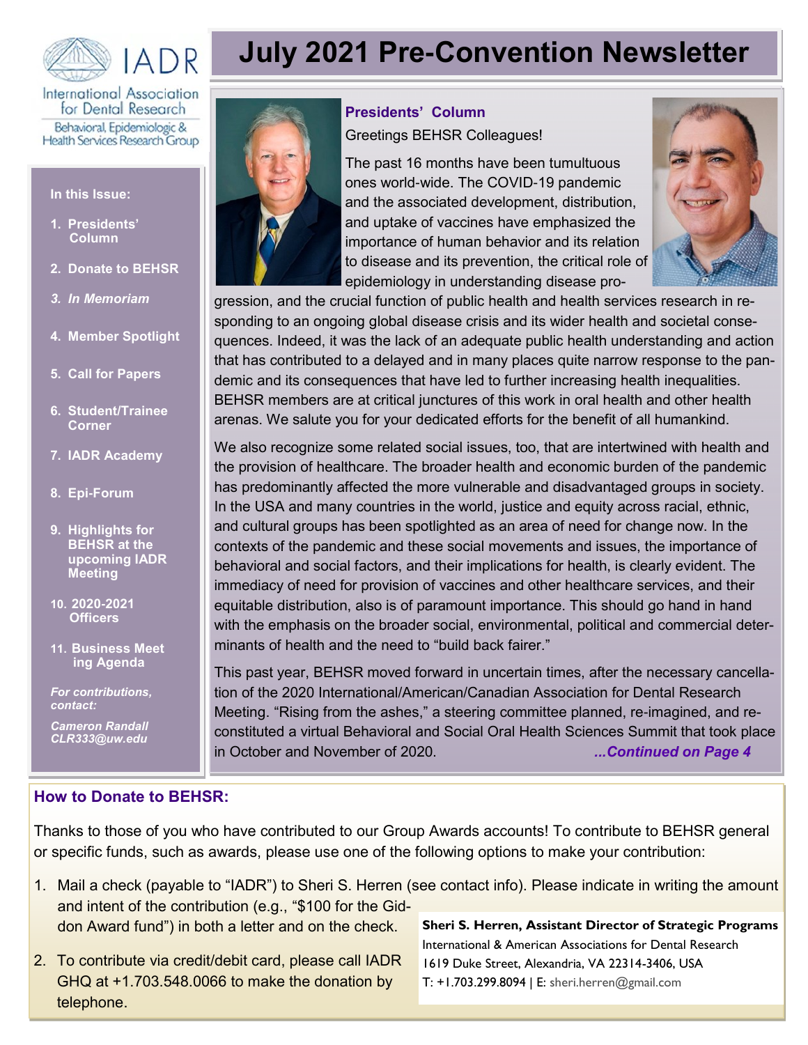IADR

International Association for Dental Research

Behavioral, Epidemiologic & Health Services Research Group

# July 2021 Pre-Convention Newsletter

**In this Issue:**

1. Presidents' Column
2. Donate to BEHSR
3. *In Memoriam*
4. Member Spotlight
5. Call for Papers
6. Student/Trainee Corner
7. IADR Academy
8. Epi-Forum
9. Highlights for BEHSR at the upcoming IADR Meeting
10. 2020-2021 Officers
11. Business Meeting Agenda

*For contributions, contact:*

*Cameron Randall CLR333@uw.edu*

## Presidents' Column

Greetings BEHSR Colleagues!

The past 16 months have been tumultuous ones world-wide. The COVID-19 pandemic and the associated development, distribution, and uptake of vaccines have emphasized the importance of human behavior and its relation to disease and its prevention, the critical role of epidemiology in understanding disease progression, and the crucial function of public health and health services research in responding to an ongoing global disease crisis and its wider health and societal consequences. Indeed, it was the lack of an adequate public health understanding and action that has contributed to a delayed and in many places quite narrow response to the pandemic and its consequences that have led to further increasing health inequalities. BEHSR members are at critical junctures of this work in oral health and other health arenas. We salute you for your dedicated efforts for the benefit of all humankind.

We also recognize some related social issues, too, that are intertwined with health and the provision of healthcare. The broader health and economic burden of the pandemic has predominantly affected the more vulnerable and disadvantaged groups in society. In the USA and many countries in the world, justice and equity across racial, ethnic, and cultural groups has been spotlighted as an area of need for change now. In the contexts of the pandemic and these social movements and issues, the importance of behavioral and social factors, and their implications for health, is clearly evident. The immediacy of need for provision of vaccines and other healthcare services, and their equitable distribution, also is of paramount importance. This should go hand in hand with the emphasis on the broader social, environmental, political and commercial determinants of health and the need to "build back fairer."

This past year, BEHSR moved forward in uncertain times, after the necessary cancellation of the 2020 International/American/Canadian Association for Dental Research Meeting. "Rising from the ashes," a steering committee planned, re-imagined, and reconstituted a virtual Behavioral and Social Oral Health Sciences Summit that took place in October and November of 2020. ***...Continued on Page 4***

## How to Donate to BEHSR:

Thanks to those of you who have contributed to our Group Awards accounts! To contribute to BEHSR general or specific funds, such as awards, please use one of the following options to make your contribution:

1. Mail a check (payable to "IADR") to Sheri S. Herren (see contact info). Please indicate in writing the amount and intent of the contribution (e.g., "$100 for the Giddon Award fund") in both a letter and on the check.
2. To contribute via credit/debit card, please call IADR GHQ at +1.703.548.0066 to make the donation by telephone.

**Sheri S. Herren, Assistant Director of Strategic Programs**
International & American Associations for Dental Research
1619 Duke Street, Alexandria, VA 22314-3406, USA
T: +1.703.299.8094 | E: sheri.herren@gmail.com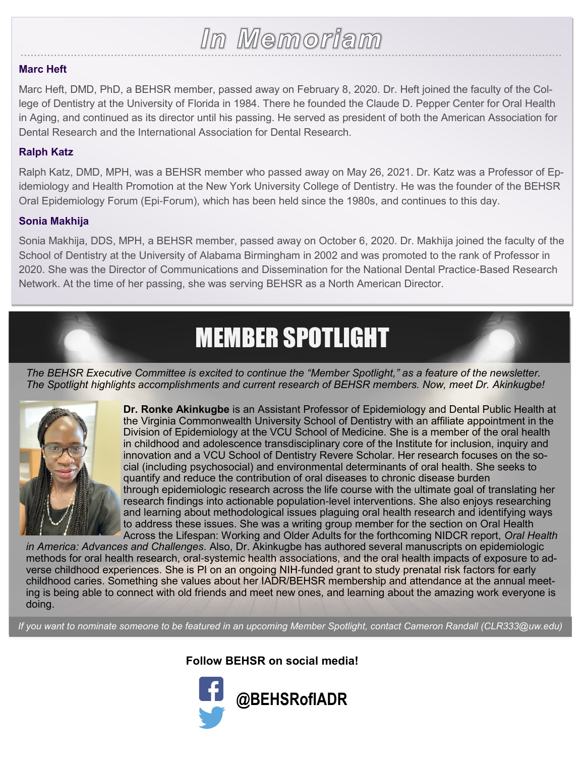# In Memoriam

### Marc Heft

Marc Heft, DMD, PhD, a BEHSR member, passed away on February 8, 2020. Dr. Heft joined the faculty of the College of Dentistry at the University of Florida in 1984. There he founded the Claude D. Pepper Center for Oral Health in Aging, and continued as its director until his passing. He served as president of both the American Association for Dental Research and the International Association for Dental Research.

### Ralph Katz

Ralph Katz, DMD, MPH, was a BEHSR member who passed away on May 26, 2021. Dr. Katz was a Professor of Epidemiology and Health Promotion at the New York University College of Dentistry. He was the founder of the BEHSR Oral Epidemiology Forum (Epi-Forum), which has been held since the 1980s, and continues to this day.

### Sonia Makhija

Sonia Makhija, DDS, MPH, a BEHSR member, passed away on October 6, 2020. Dr. Makhija joined the faculty of the School of Dentistry at the University of Alabama Birmingham in 2002 and was promoted to the rank of Professor in 2020. She was the Director of Communications and Dissemination for the National Dental Practice-Based Research Network. At the time of her passing, she was serving BEHSR as a North American Director.

# MEMBER SPOTLIGHT

*The BEHSR Executive Committee is excited to continue the "Member Spotlight," as a feature of the newsletter. The Spotlight highlights accomplishments and current research of BEHSR members. Now, meet Dr. Akinkugbe!*

**Dr. Ronke Akinkugbe** is an Assistant Professor of Epidemiology and Dental Public Health at the Virginia Commonwealth University School of Dentistry with an affiliate appointment in the Division of Epidemiology at the VCU School of Medicine. She is a member of the oral health in childhood and adolescence transdisciplinary core of the Institute for inclusion, inquiry and innovation and a VCU School of Dentistry Revere Scholar. Her research focuses on the social (including psychosocial) and environmental determinants of oral health. She seeks to quantify and reduce the contribution of oral diseases to chronic disease burden through epidemiologic research across the life course with the ultimate goal of translating her research findings into actionable population-level interventions. She also enjoys researching and learning about methodological issues plaguing oral health research and identifying ways to address these issues. She was a writing group member for the section on Oral Health Across the Lifespan: Working and Older Adults for the forthcoming NIDCR report, *Oral Health in America: Advances and Challenges*. Also, Dr. Akinkugbe has authored several manuscripts on epidemiologic methods for oral health research, oral-systemic health associations, and the oral health impacts of exposure to adverse childhood experiences. She is PI on an ongoing NIH-funded grant to study prenatal risk factors for early childhood caries. Something she values about her IADR/BEHSR membership and attendance at the annual meeting is being able to connect with old friends and meet new ones, and learning about the amazing work everyone is doing.

*If you want to nominate someone to be featured in an upcoming Member Spotlight, contact Cameron Randall (CLR333@uw.edu)*

**Follow BEHSR on social media!**

**@BEHSRofIADR**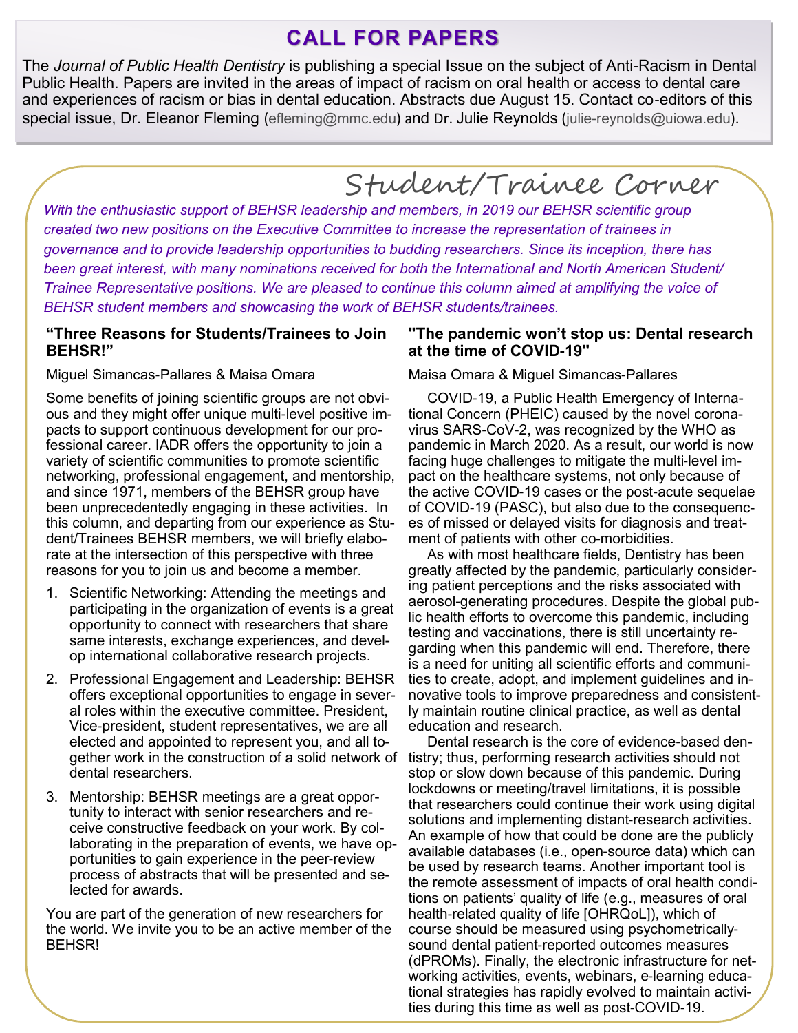## CALL FOR PAPERS

The *Journal of Public Health Dentistry* is publishing a special Issue on the subject of Anti-Racism in Dental Public Health. Papers are invited in the areas of impact of racism on oral health or access to dental care and experiences of racism or bias in dental education. Abstracts due August 15. Contact co-editors of this special issue, Dr. Eleanor Fleming (efleming@mmc.edu) and Dr. Julie Reynolds (julie-reynolds@uiowa.edu).

# Student/Trainee Corner

*With the enthusiastic support of BEHSR leadership and members, in 2019 our BEHSR scientific group created two new positions on the Executive Committee to increase the representation of trainees in governance and to provide leadership opportunities to budding researchers. Since its inception, there has been great interest, with many nominations received for both the International and North American Student/Trainee Representative positions. We are pleased to continue this column aimed at amplifying the voice of BEHSR student members and showcasing the work of BEHSR students/trainees.*

### "Three Reasons for Students/Trainees to Join BEHSR!"

Miguel Simancas-Pallares & Maisa Omara

Some benefits of joining scientific groups are not obvious and they might offer unique multi-level positive impacts to support continuous development for our professional career. IADR offers the opportunity to join a variety of scientific communities to promote scientific networking, professional engagement, and mentorship, and since 1971, members of the BEHSR group have been unprecedentedly engaging in these activities. In this column, and departing from our experience as Student/Trainees BEHSR members, we will briefly elaborate at the intersection of this perspective with three reasons for you to join us and become a member.

1. Scientific Networking: Attending the meetings and participating in the organization of events is a great opportunity to connect with researchers that share same interests, exchange experiences, and develop international collaborative research projects.
2. Professional Engagement and Leadership: BEHSR offers exceptional opportunities to engage in several roles within the executive committee. President, Vice-president, student representatives, we are all elected and appointed to represent you, and all together work in the construction of a solid network of dental researchers.
3. Mentorship: BEHSR meetings are a great opportunity to interact with senior researchers and receive constructive feedback on your work. By collaborating in the preparation of events, we have opportunities to gain experience in the peer-review process of abstracts that will be presented and selected for awards.

You are part of the generation of new researchers for the world. We invite you to be an active member of the BEHSR!

### "The pandemic won't stop us: Dental research at the time of COVID-19"

Maisa Omara & Miguel Simancas-Pallares

COVID-19, a Public Health Emergency of International Concern (PHEIC) caused by the novel coronavirus SARS-CoV-2, was recognized by the WHO as pandemic in March 2020. As a result, our world is now facing huge challenges to mitigate the multi-level impact on the healthcare systems, not only because of the active COVID-19 cases or the post-acute sequelae of COVID-19 (PASC), but also due to the consequences of missed or delayed visits for diagnosis and treatment of patients with other co-morbidities.

As with most healthcare fields, Dentistry has been greatly affected by the pandemic, particularly considering patient perceptions and the risks associated with aerosol-generating procedures. Despite the global public health efforts to overcome this pandemic, including testing and vaccinations, there is still uncertainty regarding when this pandemic will end. Therefore, there is a need for uniting all scientific efforts and communities to create, adopt, and implement guidelines and innovative tools to improve preparedness and consistently maintain routine clinical practice, as well as dental education and research.

Dental research is the core of evidence-based dentistry; thus, performing research activities should not stop or slow down because of this pandemic. During lockdowns or meeting/travel limitations, it is possible that researchers could continue their work using digital solutions and implementing distant-research activities. An example of how that could be done are the publicly available databases (i.e., open-source data) which can be used by research teams. Another important tool is the remote assessment of impacts of oral health conditions on patients' quality of life (e.g., measures of oral health-related quality of life [OHRQoL]), which of course should be measured using psychometrically-sound dental patient-reported outcomes measures (dPROMs). Finally, the electronic infrastructure for networking activities, events, webinars, e-learning educational strategies has rapidly evolved to maintain activities during this time as well as post-COVID-19.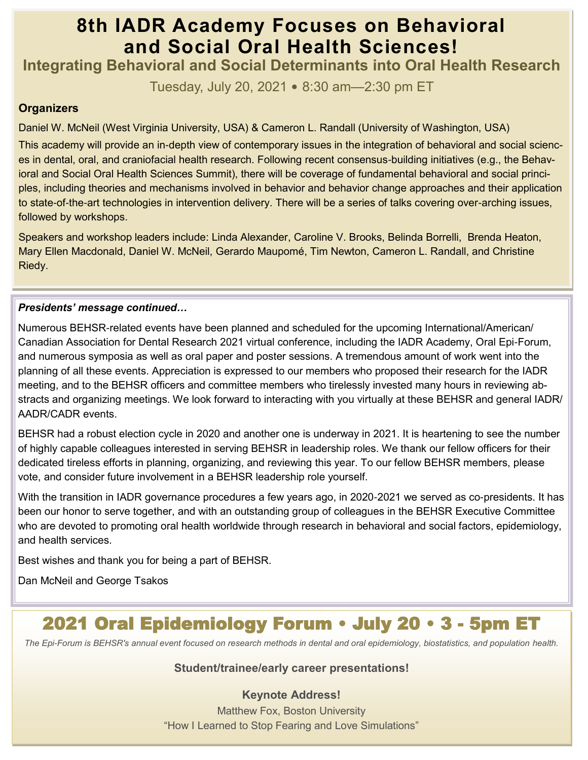# 8th IADR Academy Focuses on Behavioral and Social Oral Health Sciences!

## Integrating Behavioral and Social Determinants into Oral Health Research

Tuesday, July 20, 2021 • 8:30 am—2:30 pm ET

**Organizers**

Daniel W. McNeil (West Virginia University, USA) & Cameron L. Randall (University of Washington, USA)

This academy will provide an in-depth view of contemporary issues in the integration of behavioral and social sciences in dental, oral, and craniofacial health research. Following recent consensus-building initiatives (e.g., the Behavioral and Social Oral Health Sciences Summit), there will be coverage of fundamental behavioral and social principles, including theories and mechanisms involved in behavior and behavior change approaches and their application to state-of-the-art technologies in intervention delivery. There will be a series of talks covering over-arching issues, followed by workshops.

Speakers and workshop leaders include: Linda Alexander, Caroline V. Brooks, Belinda Borrelli, Brenda Heaton, Mary Ellen Macdonald, Daniel W. McNeil, Gerardo Maupomé, Tim Newton, Cameron L. Randall, and Christine Riedy.

***Presidents' message continued…***

Numerous BEHSR-related events have been planned and scheduled for the upcoming International/American/Canadian Association for Dental Research 2021 virtual conference, including the IADR Academy, Oral Epi-Forum, and numerous symposia as well as oral paper and poster sessions. A tremendous amount of work went into the planning of all these events. Appreciation is expressed to our members who proposed their research for the IADR meeting, and to the BEHSR officers and committee members who tirelessly invested many hours in reviewing abstracts and organizing meetings. We look forward to interacting with you virtually at these BEHSR and general IADR/AADR/CADR events.

BEHSR had a robust election cycle in 2020 and another one is underway in 2021. It is heartening to see the number of highly capable colleagues interested in serving BEHSR in leadership roles. We thank our fellow officers for their dedicated tireless efforts in planning, organizing, and reviewing this year. To our fellow BEHSR members, please vote, and consider future involvement in a BEHSR leadership role yourself.

With the transition in IADR governance procedures a few years ago, in 2020-2021 we served as co-presidents. It has been our honor to serve together, and with an outstanding group of colleagues in the BEHSR Executive Committee who are devoted to promoting oral health worldwide through research in behavioral and social factors, epidemiology, and health services.

Best wishes and thank you for being a part of BEHSR.

Dan McNeil and George Tsakos

# 2021 Oral Epidemiology Forum • July 20 • 3 - 5pm ET

*The Epi-Forum is BEHSR's annual event focused on research methods in dental and oral epidemiology, biostatistics, and population health.*

**Student/trainee/early career presentations!**

**Keynote Address!**

Matthew Fox, Boston University

"How I Learned to Stop Fearing and Love Simulations"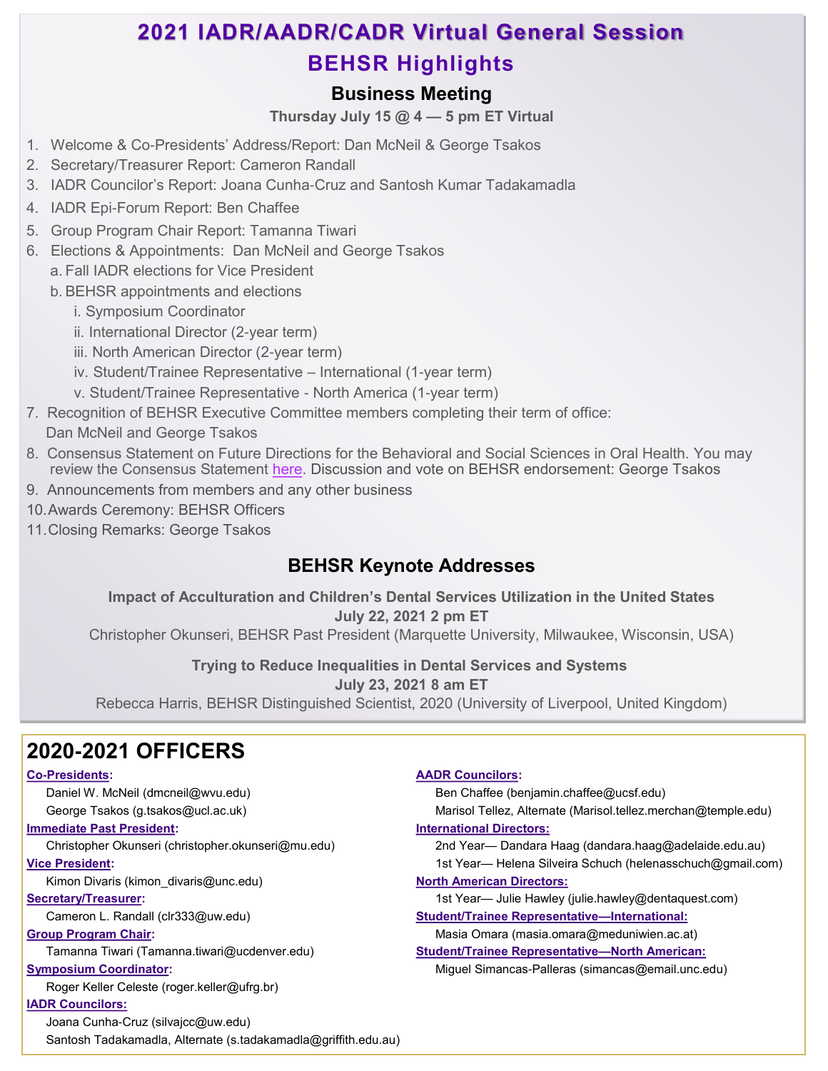# 2021 IADR/AADR/CADR Virtual General Session

## BEHSR Highlights

### Business Meeting

**Thursday July 15 @ 4 — 5 pm ET Virtual**

1. Welcome & Co-Presidents' Address/Report: Dan McNeil & George Tsakos
2. Secretary/Treasurer Report: Cameron Randall
3. IADR Councilor's Report: Joana Cunha-Cruz and Santosh Kumar Tadakamadla
4. IADR Epi-Forum Report: Ben Chaffee
5. Group Program Chair Report: Tamanna Tiwari
6. Elections & Appointments: Dan McNeil and George Tsakos
   a. Fall IADR elections for Vice President
   b. BEHSR appointments and elections
      i. Symposium Coordinator
      ii. International Director (2-year term)
      iii. North American Director (2-year term)
      iv. Student/Trainee Representative – International (1-year term)
      v. Student/Trainee Representative - North America (1-year term)
7. Recognition of BEHSR Executive Committee members completing their term of office: Dan McNeil and George Tsakos
8. Consensus Statement on Future Directions for the Behavioral and Social Sciences in Oral Health. You may review the Consensus Statement here. Discussion and vote on BEHSR endorsement: George Tsakos
9. Announcements from members and any other business
10. Awards Ceremony: BEHSR Officers
11. Closing Remarks: George Tsakos

### BEHSR Keynote Addresses

**Impact of Acculturation and Children's Dental Services Utilization in the United States**
**July 22, 2021 2 pm ET**
Christopher Okunseri, BEHSR Past President (Marquette University, Milwaukee, Wisconsin, USA)

**Trying to Reduce Inequalities in Dental Services and Systems**
**July 23, 2021 8 am ET**
Rebecca Harris, BEHSR Distinguished Scientist, 2020 (University of Liverpool, United Kingdom)

## 2020-2021 OFFICERS

**Co-Presidents:**
Daniel W. McNeil (dmcneil@wvu.edu)
George Tsakos (g.tsakos@ucl.ac.uk)

**Immediate Past President:**
Christopher Okunseri (christopher.okunseri@mu.edu)

**Vice President:**
Kimon Divaris (kimon_divaris@unc.edu)

**Secretary/Treasurer:**
Cameron L. Randall (clr333@uw.edu)

**Group Program Chair:**
Tamanna Tiwari (Tamanna.tiwari@ucdenver.edu)

**Symposium Coordinator:**
Roger Keller Celeste (roger.keller@ufrg.br)

**IADR Councilors:**
Joana Cunha-Cruz (silvajcc@uw.edu)
Santosh Tadakamadla, Alternate (s.tadakamadla@griffith.edu.au)

**AADR Councilors:**
Ben Chaffee (benjamin.chaffee@ucsf.edu)
Marisol Tellez, Alternate (Marisol.tellez.merchan@temple.edu)

**International Directors:**
2nd Year— Dandara Haag (dandara.haag@adelaide.edu.au)
1st Year— Helena Silveira Schuch (helenasschuch@gmail.com)

**North American Directors:**
1st Year— Julie Hawley (julie.hawley@dentaquest.com)

**Student/Trainee Representative—International:**
Masia Omara (masia.omara@meduniwien.ac.at)

**Student/Trainee Representative—North American:**
Miguel Simancas-Palleras (simancas@email.unc.edu)